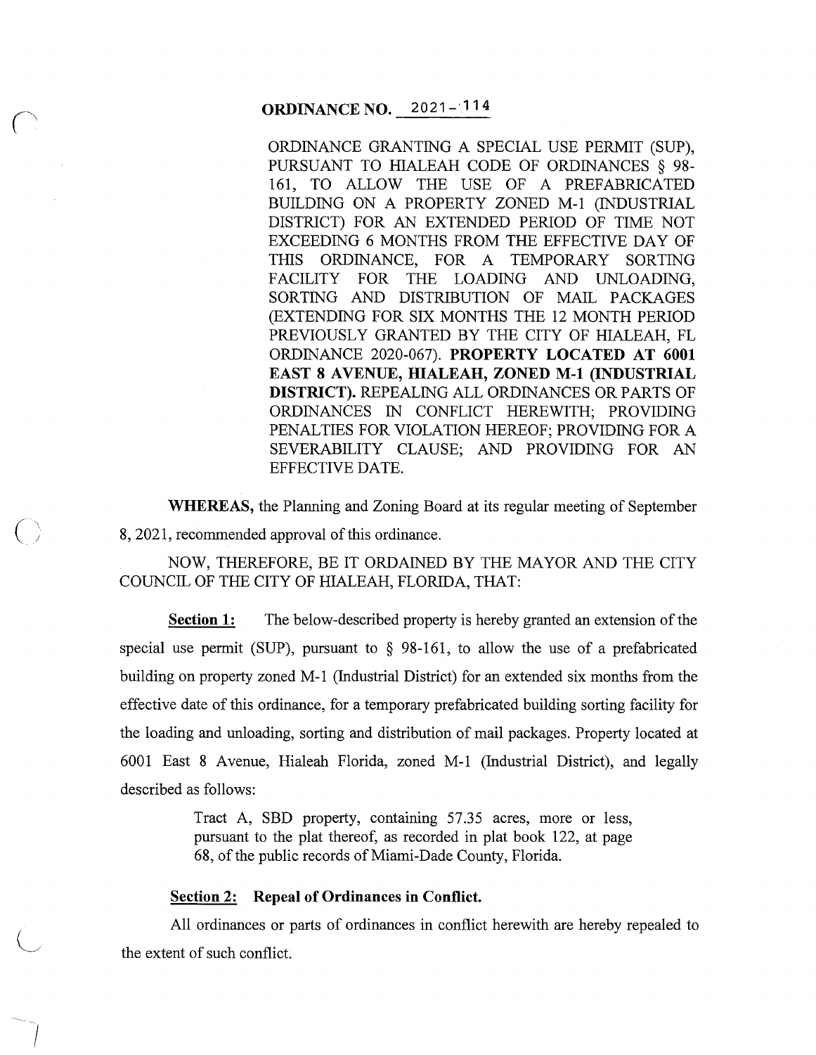# ORDINANCE NO. 2021-114

ORDINANCE GRANTING A SPECIAL USE PERMIT (SUP), PURSUANT TO HIALEAH CODE OF ORDINANCES § 98-161, TO ALLOW THE USE OF A PREFABRICATED BUILDING ON A PROPERTY ZONED M-1 (INDUSTRIAL DISTRICT) FOR AN EXTENDED PERIOD OF TIME NOT EXCEEDING 6 MONTHS FROM THE EFFECTIVE DAY OF THIS ORDINANCE, FOR A TEMPORARY SORTING FACILITY FOR THE LOADING AND UNLOADING, SORTING AND DISTRIBUTION OF MAIL PACKAGES (EXTENDING FOR SIX MONTHS THE 12 MONTH PERIOD PREVIOUSLY GRANTED BY THE CITY OF HIALEAH, FL ORDINANCE 2020-067). **PROPERTY LOCATED AT 6001 EAST 8 AVENUE, HIALEAH, ZONED M-1 (INDUSTRIAL DISTRICT).** REPEALING ALL ORDINANCES OR PARTS OF ORDINANCES IN CONFLICT HEREWITH; PROVIDING PENALTIES FOR VIOLATION HEREOF; PROVIDING FOR A SEVERABILITY CLAUSE; AND PROVIDING FOR AN EFFECTIVE DATE.

**WHEREAS,** the Planning and Zoning Board at its regular meeting of September 8, 2021, recommended approval of this ordinance.

NOW, THEREFORE, BE IT ORDAINED BY THE MAYOR AND THE CITY COUNCIL OF THE CITY OF HIALEAH, FLORIDA, THAT:

**Section 1:** The below-described property is hereby granted an extension of the special use permit (SUP), pursuant to § 98-161, to allow the use of a prefabricated building on property zoned M-1 (Industrial District) for an extended six months from the effective date of this ordinance, for a temporary prefabricated building sorting facility for the loading and unloading, sorting and distribution of mail packages. Property located at 6001 East 8 Avenue, Hialeah Florida, zoned M-1 (Industrial District), and legally described as follows:

> Tract A, SBD property, containing 57.35 acres, more or less, pursuant to the plat thereof, as recorded in plat book 122, at page 68, of the public records of Miami-Dade County, Florida.

**Section 2: Repeal of Ordinances in Conflict.**

All ordinances or parts of ordinances in conflict herewith are hereby repealed to the extent of such conflict.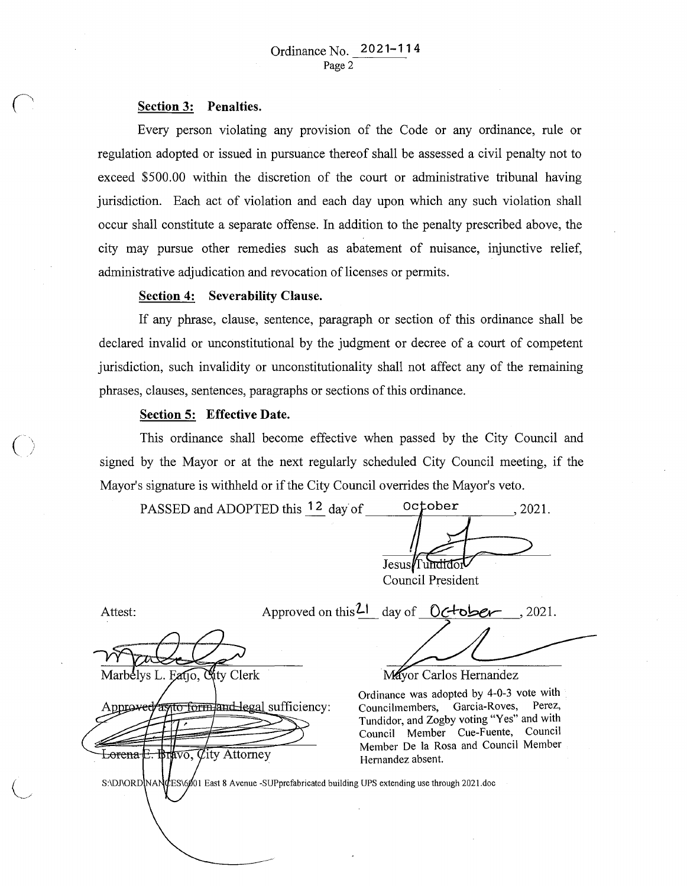Ordinance No. 2021-114

**Section 3: Penalties.**

Every person violating any provision of the Code or any ordinance, rule or regulation adopted or issued in pursuance thereof shall be assessed a civil penalty not to exceed $500.00 within the discretion of the court or administrative tribunal having jurisdiction. Each act of violation and each day upon which any such violation shall occur shall constitute a separate offense. In addition to the penalty prescribed above, the city may pursue other remedies such as abatement of nuisance, injunctive relief, administrative adjudication and revocation of licenses or permits.

**Section 4: Severability Clause.**

If any phrase, clause, sentence, paragraph or section of this ordinance shall be declared invalid or unconstitutional by the judgment or decree of a court of competent jurisdiction, such invalidity or unconstitutionality shall not affect any of the remaining phrases, clauses, sentences, paragraphs or sections of this ordinance.

**Section 5: Effective Date.**

This ordinance shall become effective when passed by the City Council and signed by the Mayor or at the next regularly scheduled City Council meeting, if the Mayor's signature is withheld or if the City Council overrides the Mayor's veto.

PASSED and ADOPTED this 12 day of October, 2021.

Jesus Tundidor
Council President

Attest:

Marbelys L. Fatjo, City Clerk

Approved on this 21 day of October, 2021.

Mayor Carlos Hernandez

Approved as to form and legal sufficiency:

Lorena E. Bravo, City Attorney

Ordinance was adopted by 4-0-3 vote with Councilmembers, Garcia-Roves, Perez, Tundidor, and Zogby voting "Yes" and with Council Member Cue-Fuente, Council Member De la Rosa and Council Member Hernandez absent.

S:\DJ\ORDINANCES\6601 East 8 Avenue -SUPprefabricated building UPS extending use through 2021.doc